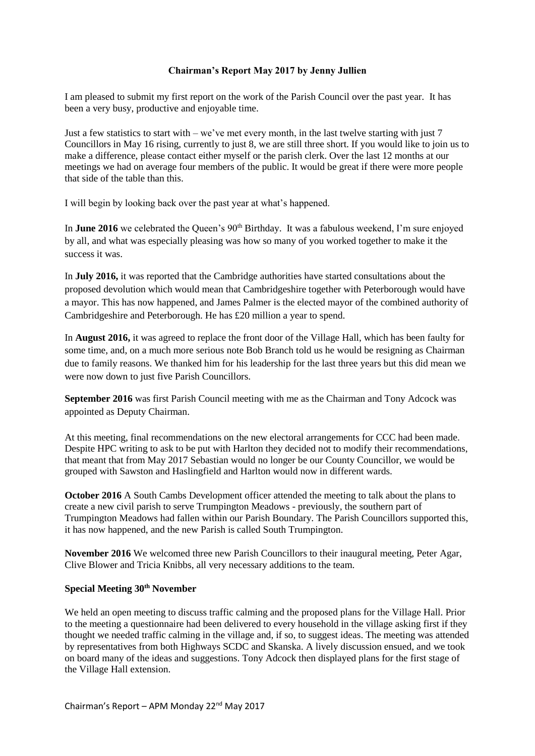**Chairman's Report May 2017 by Jenny Jullien**

I am pleased to submit my first report on the work of the Parish Council over the past year. It has been a very busy, productive and enjoyable time.

Just a few statistics to start with – we've met every month, in the last twelve starting with just 7 Councillors in May 16 rising, currently to just 8, we are still three short. If you would like to join us to make a difference, please contact either myself or the parish clerk. Over the last 12 months at our meetings we had on average four members of the public. It would be great if there were more people that side of the table than this.

I will begin by looking back over the past year at what's happened.

In **June 2016** we celebrated the Queen's 90th Birthday. It was a fabulous weekend, I'm sure enjoyed by all, and what was especially pleasing was how so many of you worked together to make it the success it was.

In **July 2016,** it was reported that the Cambridge authorities have started consultations about the proposed devolution which would mean that Cambridgeshire together with Peterborough would have a mayor. This has now happened, and James Palmer is the elected mayor of the combined authority of Cambridgeshire and Peterborough. He has £20 million a year to spend.

In **August 2016,** it was agreed to replace the front door of the Village Hall, which has been faulty for some time, and, on a much more serious note Bob Branch told us he would be resigning as Chairman due to family reasons. We thanked him for his leadership for the last three years but this did mean we were now down to just five Parish Councillors.

**September 2016** was first Parish Council meeting with me as the Chairman and Tony Adcock was appointed as Deputy Chairman.

At this meeting, final recommendations on the new electoral arrangements for CCC had been made. Despite HPC writing to ask to be put with Harlton they decided not to modify their recommendations, that meant that from May 2017 Sebastian would no longer be our County Councillor, we would be grouped with Sawston and Haslingfield and Harlton would now in different wards.

**October 2016** A South Cambs Development officer attended the meeting to talk about the plans to create a new civil parish to serve Trumpington Meadows - previously, the southern part of Trumpington Meadows had fallen within our Parish Boundary. The Parish Councillors supported this, it has now happened, and the new Parish is called South Trumpington.

**November 2016** We welcomed three new Parish Councillors to their inaugural meeting, Peter Agar, Clive Blower and Tricia Knibbs, all very necessary additions to the team.

**Special Meeting 30th November**

We held an open meeting to discuss traffic calming and the proposed plans for the Village Hall. Prior to the meeting a questionnaire had been delivered to every household in the village asking first if they thought we needed traffic calming in the village and, if so, to suggest ideas. The meeting was attended by representatives from both Highways SCDC and Skanska. A lively discussion ensued, and we took on board many of the ideas and suggestions. Tony Adcock then displayed plans for the first stage of the Village Hall extension.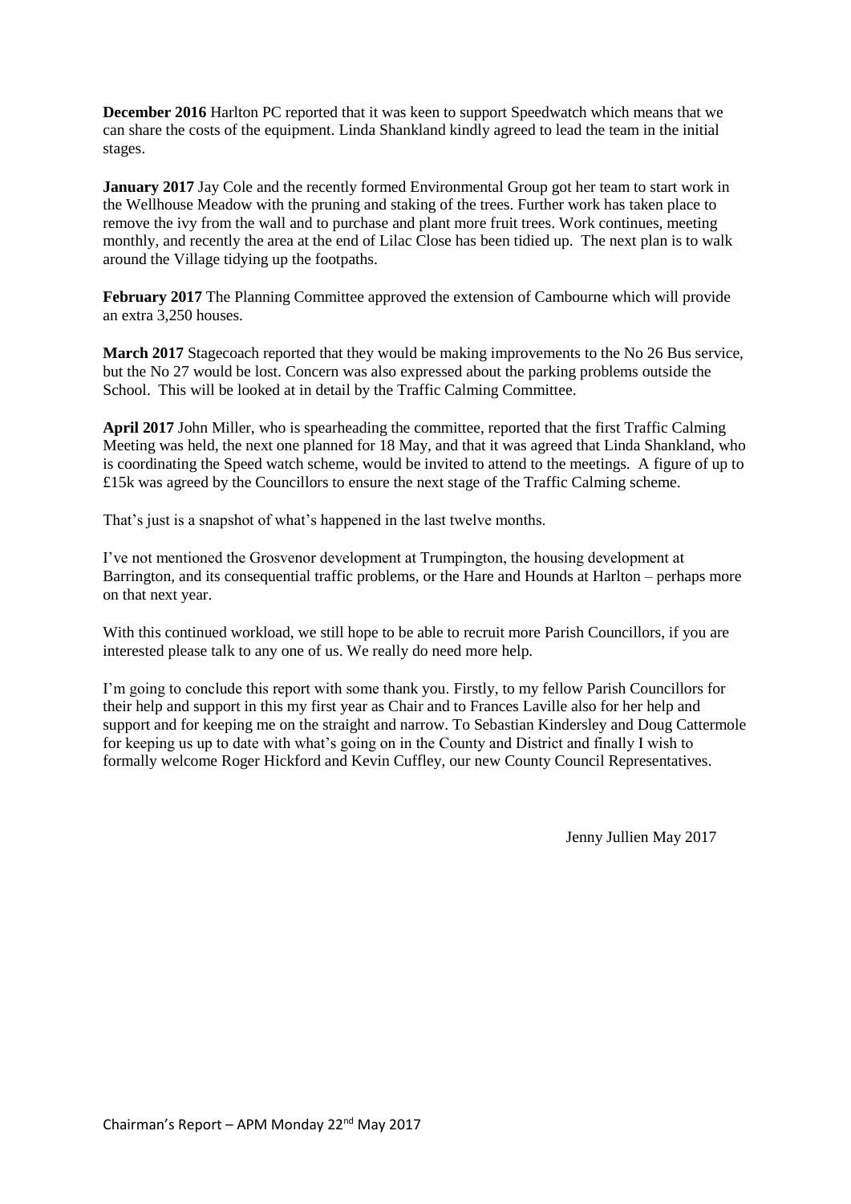**December 2016** Harlton PC reported that it was keen to support Speedwatch which means that we can share the costs of the equipment. Linda Shankland kindly agreed to lead the team in the initial stages.

**January 2017** Jay Cole and the recently formed Environmental Group got her team to start work in the Wellhouse Meadow with the pruning and staking of the trees. Further work has taken place to remove the ivy from the wall and to purchase and plant more fruit trees. Work continues, meeting monthly, and recently the area at the end of Lilac Close has been tidied up. The next plan is to walk around the Village tidying up the footpaths.

**February 2017** The Planning Committee approved the extension of Cambourne which will provide an extra 3,250 houses.

**March 2017** Stagecoach reported that they would be making improvements to the No 26 Bus service, but the No 27 would be lost. Concern was also expressed about the parking problems outside the School. This will be looked at in detail by the Traffic Calming Committee.

**April 2017** John Miller, who is spearheading the committee, reported that the first Traffic Calming Meeting was held, the next one planned for 18 May, and that it was agreed that Linda Shankland, who is coordinating the Speed watch scheme, would be invited to attend to the meetings. A figure of up to £15k was agreed by the Councillors to ensure the next stage of the Traffic Calming scheme.

That's just is a snapshot of what's happened in the last twelve months.

I've not mentioned the Grosvenor development at Trumpington, the housing development at Barrington, and its consequential traffic problems, or the Hare and Hounds at Harlton – perhaps more on that next year.

With this continued workload, we still hope to be able to recruit more Parish Councillors, if you are interested please talk to any one of us. We really do need more help.

I'm going to conclude this report with some thank you. Firstly, to my fellow Parish Councillors for their help and support in this my first year as Chair and to Frances Laville also for her help and support and for keeping me on the straight and narrow. To Sebastian Kindersley and Doug Cattermole for keeping us up to date with what's going on in the County and District and finally I wish to formally welcome Roger Hickford and Kevin Cuffley, our new County Council Representatives.

Jenny Jullien May 2017